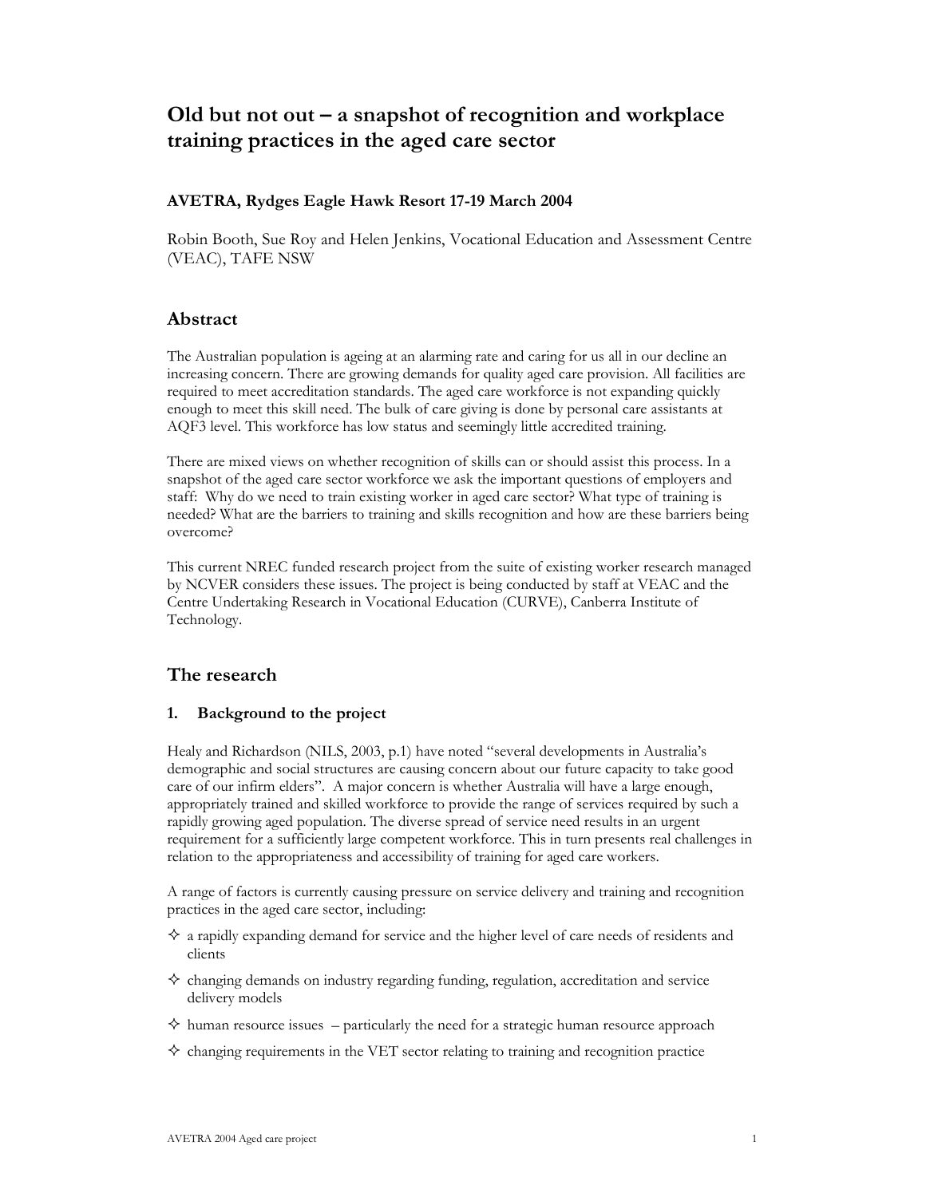# Old but not out – a snapshot of recognition and workplace training practices in the aged care sector

**AVETRA, Rydges Eagle Hawk Resort 17-19 March 2004**

Robin Booth, Sue Roy and Helen Jenkins, Vocational Education and Assessment Centre (VEAC), TAFE NSW

## Abstract

The Australian population is ageing at an alarming rate and caring for us all in our decline an increasing concern. There are growing demands for quality aged care provision. All facilities are required to meet accreditation standards. The aged care workforce is not expanding quickly enough to meet this skill need. The bulk of care giving is done by personal care assistants at AQF3 level. This workforce has low status and seemingly little accredited training.

There are mixed views on whether recognition of skills can or should assist this process. In a snapshot of the aged care sector workforce we ask the important questions of employers and staff: Why do we need to train existing worker in aged care sector? What type of training is needed? What are the barriers to training and skills recognition and how are these barriers being overcome?

This current NREC funded research project from the suite of existing worker research managed by NCVER considers these issues. The project is being conducted by staff at VEAC and the Centre Undertaking Research in Vocational Education (CURVE), Canberra Institute of Technology.

## The research

### 1. Background to the project

Healy and Richardson (NILS, 2003, p.1) have noted "several developments in Australia's demographic and social structures are causing concern about our future capacity to take good care of our infirm elders". A major concern is whether Australia will have a large enough, appropriately trained and skilled workforce to provide the range of services required by such a rapidly growing aged population. The diverse spread of service need results in an urgent requirement for a sufficiently large competent workforce. This in turn presents real challenges in relation to the appropriateness and accessibility of training for aged care workers.

A range of factors is currently causing pressure on service delivery and training and recognition practices in the aged care sector, including:

- a rapidly expanding demand for service and the higher level of care needs of residents and clients
- changing demands on industry regarding funding, regulation, accreditation and service delivery models
- human resource issues – particularly the need for a strategic human resource approach
- changing requirements in the VET sector relating to training and recognition practice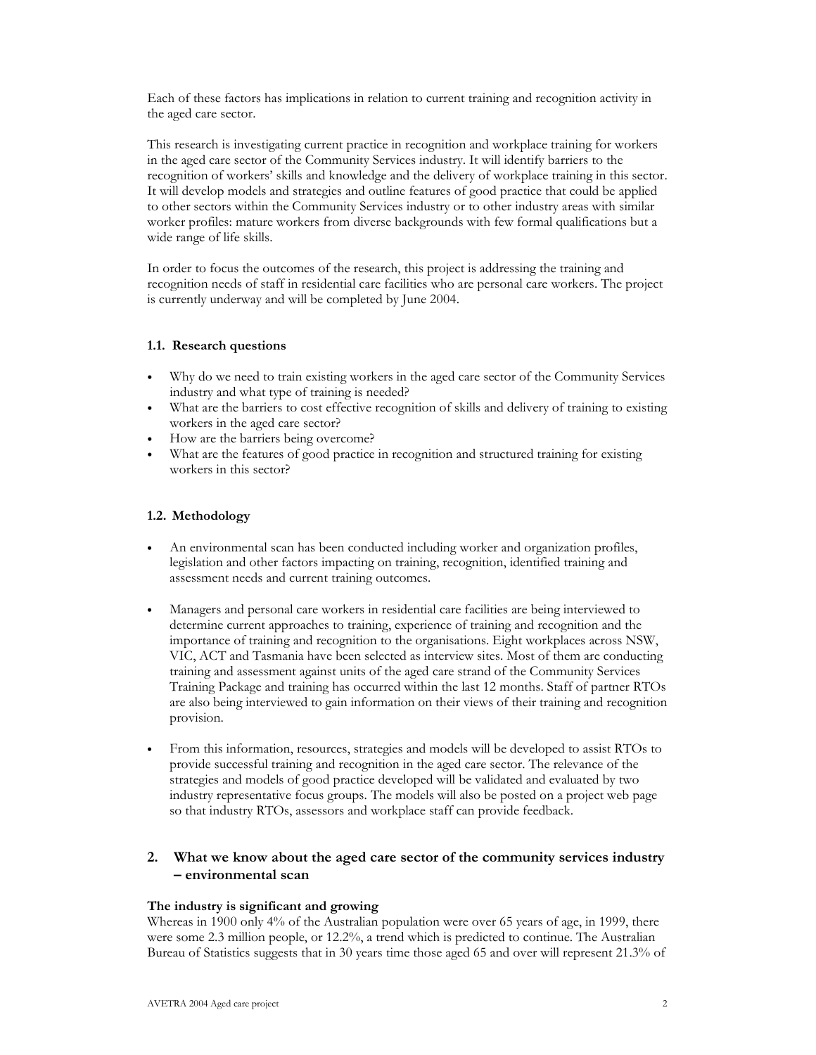Each of these factors has implications in relation to current training and recognition activity in the aged care sector.

This research is investigating current practice in recognition and workplace training for workers in the aged care sector of the Community Services industry. It will identify barriers to the recognition of workers' skills and knowledge and the delivery of workplace training in this sector. It will develop models and strategies and outline features of good practice that could be applied to other sectors within the Community Services industry or to other industry areas with similar worker profiles: mature workers from diverse backgrounds with few formal qualifications but a wide range of life skills.

In order to focus the outcomes of the research, this project is addressing the training and recognition needs of staff in residential care facilities who are personal care workers. The project is currently underway and will be completed by June 2004.

### 1.1. Research questions

- Why do we need to train existing workers in the aged care sector of the Community Services industry and what type of training is needed?
- What are the barriers to cost effective recognition of skills and delivery of training to existing workers in the aged care sector?
- How are the barriers being overcome?
- What are the features of good practice in recognition and structured training for existing workers in this sector?

### 1.2. Methodology

- An environmental scan has been conducted including worker and organization profiles, legislation and other factors impacting on training, recognition, identified training and assessment needs and current training outcomes.

- Managers and personal care workers in residential care facilities are being interviewed to determine current approaches to training, experience of training and recognition and the importance of training and recognition to the organisations. Eight workplaces across NSW, VIC, ACT and Tasmania have been selected as interview sites. Most of them are conducting training and assessment against units of the aged care strand of the Community Services Training Package and training has occurred within the last 12 months. Staff of partner RTOs are also being interviewed to gain information on their views of their training and recognition provision.

- From this information, resources, strategies and models will be developed to assist RTOs to provide successful training and recognition in the aged care sector. The relevance of the strategies and models of good practice developed will be validated and evaluated by two industry representative focus groups. The models will also be posted on a project web page so that industry RTOs, assessors and workplace staff can provide feedback.

## 2. What we know about the aged care sector of the community services industry – environmental scan

**The industry is significant and growing**

Whereas in 1900 only 4% of the Australian population were over 65 years of age, in 1999, there were some 2.3 million people, or 12.2%, a trend which is predicted to continue. The Australian Bureau of Statistics suggests that in 30 years time those aged 65 and over will represent 21.3% of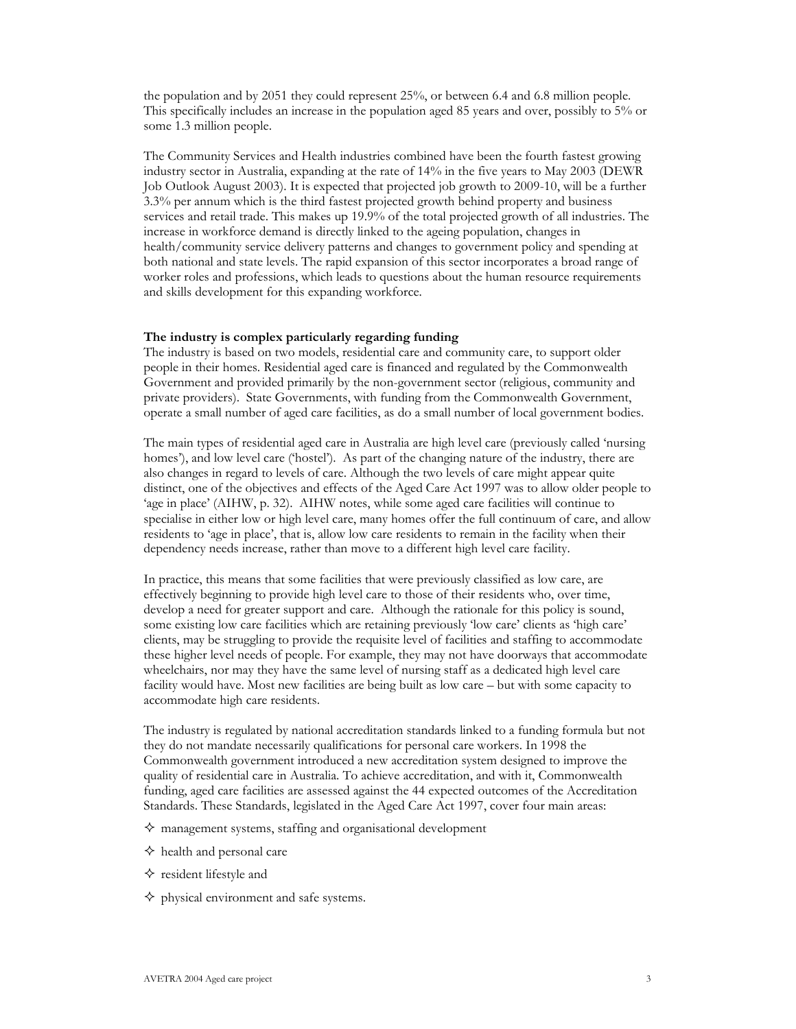the population and by 2051 they could represent 25%, or between 6.4 and 6.8 million people. This specifically includes an increase in the population aged 85 years and over, possibly to 5% or some 1.3 million people.

The Community Services and Health industries combined have been the fourth fastest growing industry sector in Australia, expanding at the rate of 14% in the five years to May 2003 (DEWR Job Outlook August 2003). It is expected that projected job growth to 2009-10, will be a further 3.3% per annum which is the third fastest projected growth behind property and business services and retail trade. This makes up 19.9% of the total projected growth of all industries. The increase in workforce demand is directly linked to the ageing population, changes in health/community service delivery patterns and changes to government policy and spending at both national and state levels. The rapid expansion of this sector incorporates a broad range of worker roles and professions, which leads to questions about the human resource requirements and skills development for this expanding workforce.

**The industry is complex particularly regarding funding**

The industry is based on two models, residential care and community care, to support older people in their homes. Residential aged care is financed and regulated by the Commonwealth Government and provided primarily by the non-government sector (religious, community and private providers). State Governments, with funding from the Commonwealth Government, operate a small number of aged care facilities, as do a small number of local government bodies.

The main types of residential aged care in Australia are high level care (previously called 'nursing homes'), and low level care ('hostel'). As part of the changing nature of the industry, there are also changes in regard to levels of care. Although the two levels of care might appear quite distinct, one of the objectives and effects of the Aged Care Act 1997 was to allow older people to 'age in place' (AIHW, p. 32). AIHW notes, while some aged care facilities will continue to specialise in either low or high level care, many homes offer the full continuum of care, and allow residents to 'age in place', that is, allow low care residents to remain in the facility when their dependency needs increase, rather than move to a different high level care facility.

In practice, this means that some facilities that were previously classified as low care, are effectively beginning to provide high level care to those of their residents who, over time, develop a need for greater support and care. Although the rationale for this policy is sound, some existing low care facilities which are retaining previously 'low care' clients as 'high care' clients, may be struggling to provide the requisite level of facilities and staffing to accommodate these higher level needs of people. For example, they may not have doorways that accommodate wheelchairs, nor may they have the same level of nursing staff as a dedicated high level care facility would have. Most new facilities are being built as low care – but with some capacity to accommodate high care residents.

The industry is regulated by national accreditation standards linked to a funding formula but not they do not mandate necessarily qualifications for personal care workers. In 1998 the Commonwealth government introduced a new accreditation system designed to improve the quality of residential care in Australia. To achieve accreditation, and with it, Commonwealth funding, aged care facilities are assessed against the 44 expected outcomes of the Accreditation Standards. These Standards, legislated in the Aged Care Act 1997, cover four main areas:

- management systems, staffing and organisational development
- health and personal care
- resident lifestyle and
- physical environment and safe systems.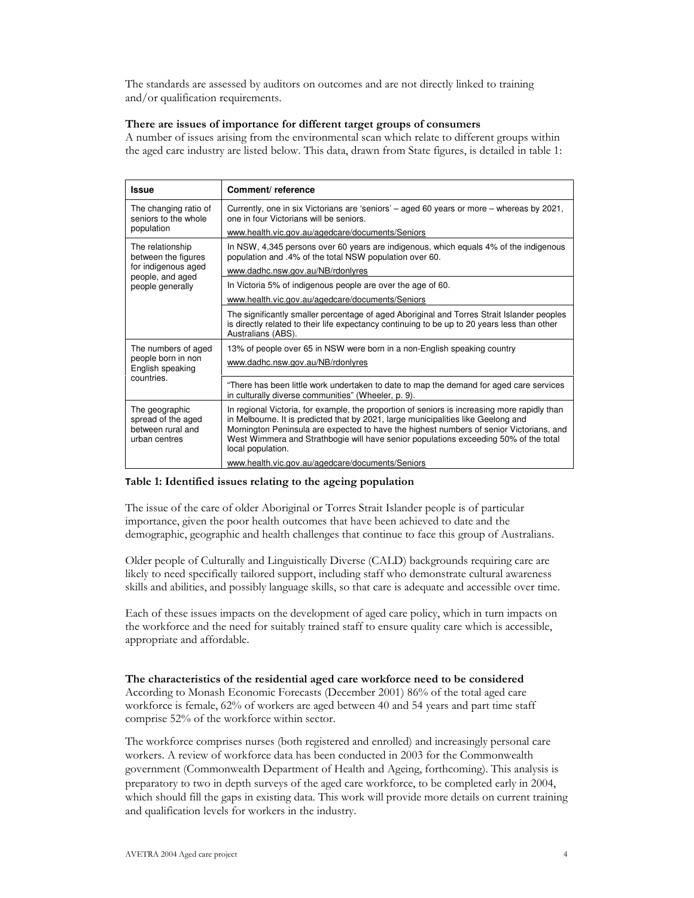The standards are assessed by auditors on outcomes and are not directly linked to training and/or qualification requirements.

**There are issues of importance for different target groups of consumers**

A number of issues arising from the environmental scan which relate to different groups within the aged care industry are listed below. This data, drawn from State figures, is detailed in table 1:

| Issue | Comment/ reference |
|---|---|
| The changing ratio of seniors to the whole population | Currently, one in six Victorians are 'seniors' – aged 60 years or more – whereas by 2021, one in four Victorians will be seniors.<br>www.health.vic.gov.au/agedcare/documents/Seniors |
| The relationship between the figures for indigenous aged people, and aged people generally | In NSW, 4,345 persons over 60 years are indigenous, which equals 4% of the indigenous population and .4% of the total NSW population over 60.<br>www.dadhc.nsw.gov.au/NB/rdonlyres |
| | In Victoria 5% of indigenous people are over the age of 60.<br>www.health.vic.gov.au/agedcare/documents/Seniors |
| | The significantly smaller percentage of aged Aboriginal and Torres Strait Islander peoples is directly related to their life expectancy continuing to be up to 20 years less than other Australians (ABS). |
| The numbers of aged people born in non English speaking countries. | 13% of people over 65 in NSW were born in a non-English speaking country<br>www.dadhc.nsw.gov.au/NB/rdonlyres |
| | "There has been little work undertaken to date to map the demand for aged care services in culturally diverse communities" (Wheeler, p. 9). |
| The geographic spread of the aged between rural and urban centres | In regional Victoria, for example, the proportion of seniors is increasing more rapidly than in Melbourne. It is predicted that by 2021, large municipalities like Geelong and Mornington Peninsula are expected to have the highest numbers of senior Victorians, and West Wimmera and Strathbogie will have senior populations exceeding 50% of the total local population.<br>www.health.vic.gov.au/agedcare/documents/Seniors |

**Table 1: Identified issues relating to the ageing population**

The issue of the care of older Aboriginal or Torres Strait Islander people is of particular importance, given the poor health outcomes that have been achieved to date and the demographic, geographic and health challenges that continue to face this group of Australians.

Older people of Culturally and Linguistically Diverse (CALD) backgrounds requiring care are likely to need specifically tailored support, including staff who demonstrate cultural awareness skills and abilities, and possibly language skills, so that care is adequate and accessible over time.

Each of these issues impacts on the development of aged care policy, which in turn impacts on the workforce and the need for suitably trained staff to ensure quality care which is accessible, appropriate and affordable.

**The characteristics of the residential aged care workforce need to be considered**

According to Monash Economic Forecasts (December 2001) 86% of the total aged care workforce is female, 62% of workers are aged between 40 and 54 years and part time staff comprise 52% of the workforce within sector.

The workforce comprises nurses (both registered and enrolled) and increasingly personal care workers. A review of workforce data has been conducted in 2003 for the Commonwealth government (Commonwealth Department of Health and Ageing, forthcoming). This analysis is preparatory to two in depth surveys of the aged care workforce, to be completed early in 2004, which should fill the gaps in existing data. This work will provide more details on current training and qualification levels for workers in the industry.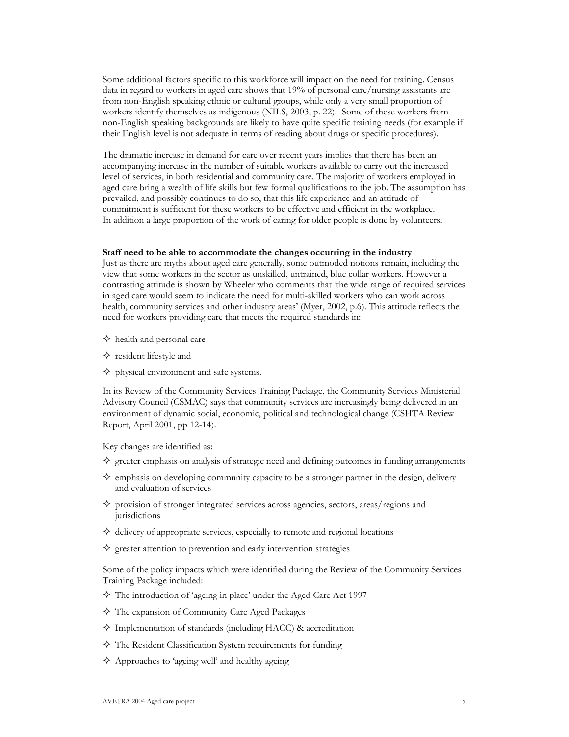Some additional factors specific to this workforce will impact on the need for training. Census data in regard to workers in aged care shows that 19% of personal care/nursing assistants are from non-English speaking ethnic or cultural groups, while only a very small proportion of workers identify themselves as indigenous (NILS, 2003, p. 22). Some of these workers from non-English speaking backgrounds are likely to have quite specific training needs (for example if their English level is not adequate in terms of reading about drugs or specific procedures).

The dramatic increase in demand for care over recent years implies that there has been an accompanying increase in the number of suitable workers available to carry out the increased level of services, in both residential and community care. The majority of workers employed in aged care bring a wealth of life skills but few formal qualifications to the job. The assumption has prevailed, and possibly continues to do so, that this life experience and an attitude of commitment is sufficient for these workers to be effective and efficient in the workplace. In addition a large proportion of the work of caring for older people is done by volunteers.

**Staff need to be able to accommodate the changes occurring in the industry**

Just as there are myths about aged care generally, some outmoded notions remain, including the view that some workers in the sector as unskilled, untrained, blue collar workers. However a contrasting attitude is shown by Wheeler who comments that 'the wide range of required services in aged care would seem to indicate the need for multi-skilled workers who can work across health, community services and other industry areas' (Myer, 2002, p.6). This attitude reflects the need for workers providing care that meets the required standards in:

- health and personal care
- resident lifestyle and
- physical environment and safe systems.

In its Review of the Community Services Training Package, the Community Services Ministerial Advisory Council (CSMAC) says that community services are increasingly being delivered in an environment of dynamic social, economic, political and technological change (CSHTA Review Report, April 2001, pp 12-14).

Key changes are identified as:

- greater emphasis on analysis of strategic need and defining outcomes in funding arrangements
- emphasis on developing community capacity to be a stronger partner in the design, delivery and evaluation of services
- provision of stronger integrated services across agencies, sectors, areas/regions and jurisdictions
- delivery of appropriate services, especially to remote and regional locations
- greater attention to prevention and early intervention strategies

Some of the policy impacts which were identified during the Review of the Community Services Training Package included:

- The introduction of 'ageing in place' under the Aged Care Act 1997
- The expansion of Community Care Aged Packages
- Implementation of standards (including HACC) & accreditation
- The Resident Classification System requirements for funding
- Approaches to 'ageing well' and healthy ageing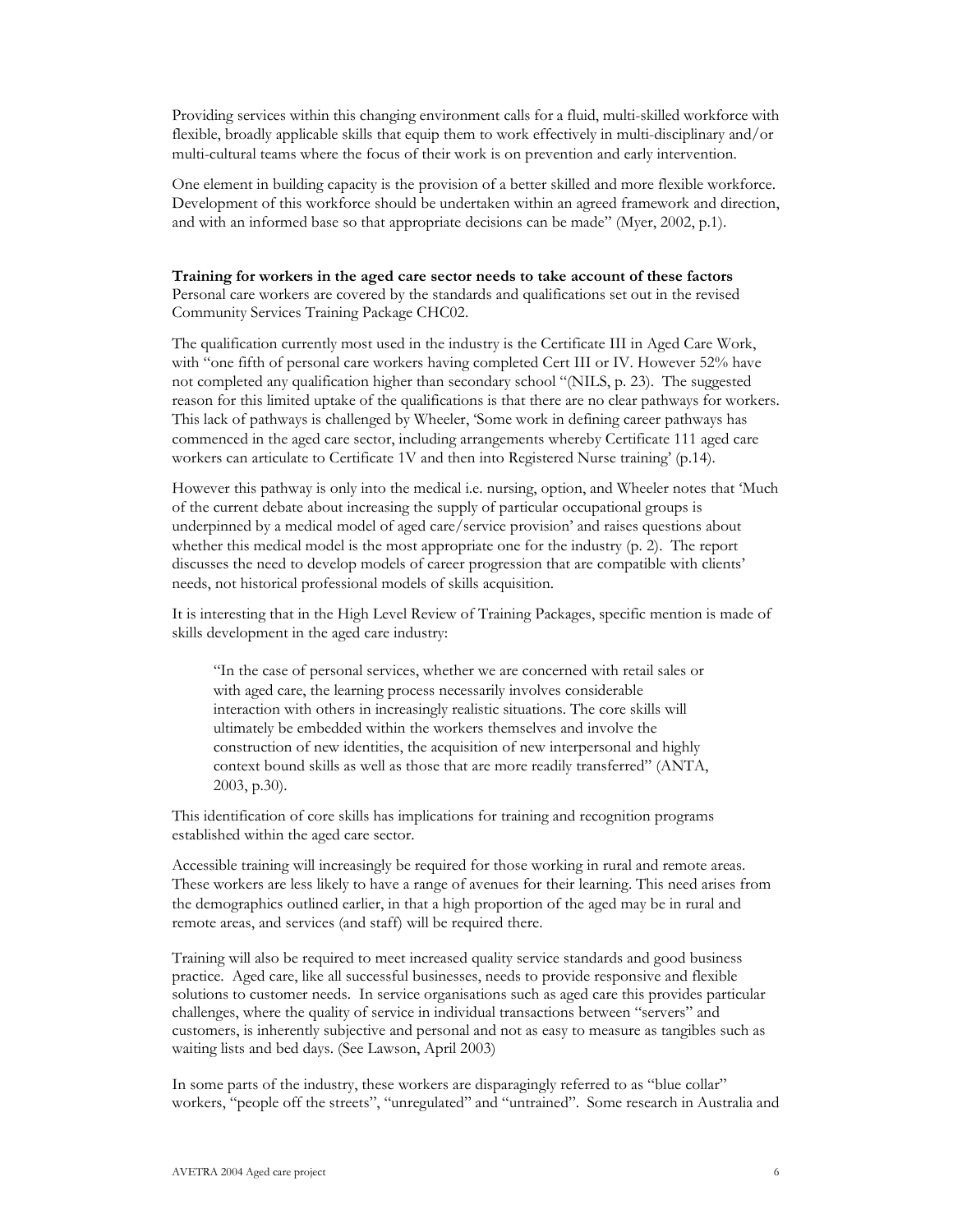Providing services within this changing environment calls for a fluid, multi-skilled workforce with flexible, broadly applicable skills that equip them to work effectively in multi-disciplinary and/or multi-cultural teams where the focus of their work is on prevention and early intervention.

One element in building capacity is the provision of a better skilled and more flexible workforce. Development of this workforce should be undertaken within an agreed framework and direction, and with an informed base so that appropriate decisions can be made" (Myer, 2002, p.1).

**Training for workers in the aged care sector needs to take account of these factors**
Personal care workers are covered by the standards and qualifications set out in the revised Community Services Training Package CHC02.

The qualification currently most used in the industry is the Certificate III in Aged Care Work, with "one fifth of personal care workers having completed Cert III or IV. However 52% have not completed any qualification higher than secondary school "(NILS, p. 23). The suggested reason for this limited uptake of the qualifications is that there are no clear pathways for workers. This lack of pathways is challenged by Wheeler, 'Some work in defining career pathways has commenced in the aged care sector, including arrangements whereby Certificate 111 aged care workers can articulate to Certificate 1V and then into Registered Nurse training' (p.14).

However this pathway is only into the medical i.e. nursing, option, and Wheeler notes that 'Much of the current debate about increasing the supply of particular occupational groups is underpinned by a medical model of aged care/service provision' and raises questions about whether this medical model is the most appropriate one for the industry (p. 2). The report discusses the need to develop models of career progression that are compatible with clients' needs, not historical professional models of skills acquisition.

It is interesting that in the High Level Review of Training Packages, specific mention is made of skills development in the aged care industry:

> "In the case of personal services, whether we are concerned with retail sales or with aged care, the learning process necessarily involves considerable interaction with others in increasingly realistic situations. The core skills will ultimately be embedded within the workers themselves and involve the construction of new identities, the acquisition of new interpersonal and highly context bound skills as well as those that are more readily transferred" (ANTA, 2003, p.30).

This identification of core skills has implications for training and recognition programs established within the aged care sector.

Accessible training will increasingly be required for those working in rural and remote areas. These workers are less likely to have a range of avenues for their learning. This need arises from the demographics outlined earlier, in that a high proportion of the aged may be in rural and remote areas, and services (and staff) will be required there.

Training will also be required to meet increased quality service standards and good business practice. Aged care, like all successful businesses, needs to provide responsive and flexible solutions to customer needs. In service organisations such as aged care this provides particular challenges, where the quality of service in individual transactions between "servers" and customers, is inherently subjective and personal and not as easy to measure as tangibles such as waiting lists and bed days. (See Lawson, April 2003)

In some parts of the industry, these workers are disparagingly referred to as "blue collar" workers, "people off the streets", "unregulated" and "untrained". Some research in Australia and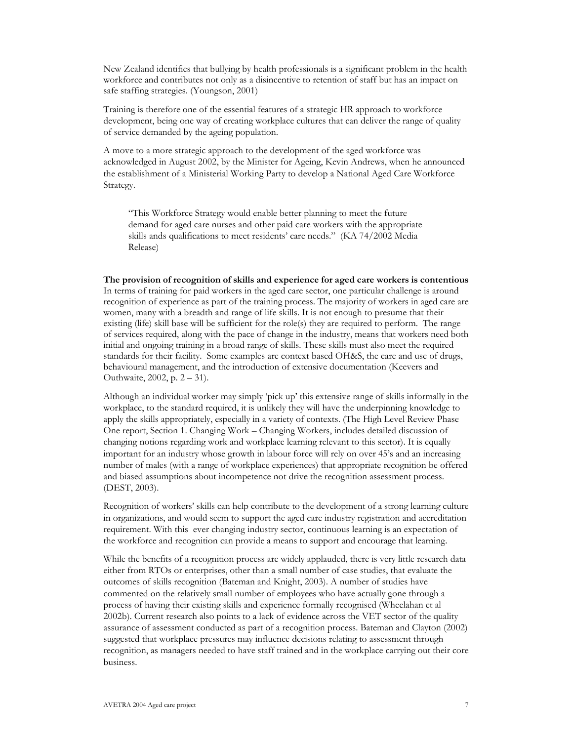New Zealand identifies that bullying by health professionals is a significant problem in the health workforce and contributes not only as a disincentive to retention of staff but has an impact on safe staffing strategies. (Youngson, 2001)

Training is therefore one of the essential features of a strategic HR approach to workforce development, being one way of creating workplace cultures that can deliver the range of quality of service demanded by the ageing population.

A move to a more strategic approach to the development of the aged workforce was acknowledged in August 2002, by the Minister for Ageing, Kevin Andrews, when he announced the establishment of a Ministerial Working Party to develop a National Aged Care Workforce Strategy.

> "This Workforce Strategy would enable better planning to meet the future demand for aged care nurses and other paid care workers with the appropriate skills ands qualifications to meet residents' care needs." (KA 74/2002 Media Release)

**The provision of recognition of skills and experience for aged care workers is contentious**

In terms of training for paid workers in the aged care sector, one particular challenge is around recognition of experience as part of the training process. The majority of workers in aged care are women, many with a breadth and range of life skills. It is not enough to presume that their existing (life) skill base will be sufficient for the role(s) they are required to perform. The range of services required, along with the pace of change in the industry, means that workers need both initial and ongoing training in a broad range of skills. These skills must also meet the required standards for their facility. Some examples are context based OH&S, the care and use of drugs, behavioural management, and the introduction of extensive documentation (Keevers and Outhwaite, 2002, p. 2 – 31).

Although an individual worker may simply 'pick up' this extensive range of skills informally in the workplace, to the standard required, it is unlikely they will have the underpinning knowledge to apply the skills appropriately, especially in a variety of contexts. (The High Level Review Phase One report, Section 1. Changing Work – Changing Workers, includes detailed discussion of changing notions regarding work and workplace learning relevant to this sector). It is equally important for an industry whose growth in labour force will rely on over 45's and an increasing number of males (with a range of workplace experiences) that appropriate recognition be offered and biased assumptions about incompetence not drive the recognition assessment process. (DEST, 2003).

Recognition of workers' skills can help contribute to the development of a strong learning culture in organizations, and would seem to support the aged care industry registration and accreditation requirement. With this ever changing industry sector, continuous learning is an expectation of the workforce and recognition can provide a means to support and encourage that learning.

While the benefits of a recognition process are widely applauded, there is very little research data either from RTOs or enterprises, other than a small number of case studies, that evaluate the outcomes of skills recognition (Bateman and Knight, 2003). A number of studies have commented on the relatively small number of employees who have actually gone through a process of having their existing skills and experience formally recognised (Wheelahan et al 2002b). Current research also points to a lack of evidence across the VET sector of the quality assurance of assessment conducted as part of a recognition process. Bateman and Clayton (2002) suggested that workplace pressures may influence decisions relating to assessment through recognition, as managers needed to have staff trained and in the workplace carrying out their core business.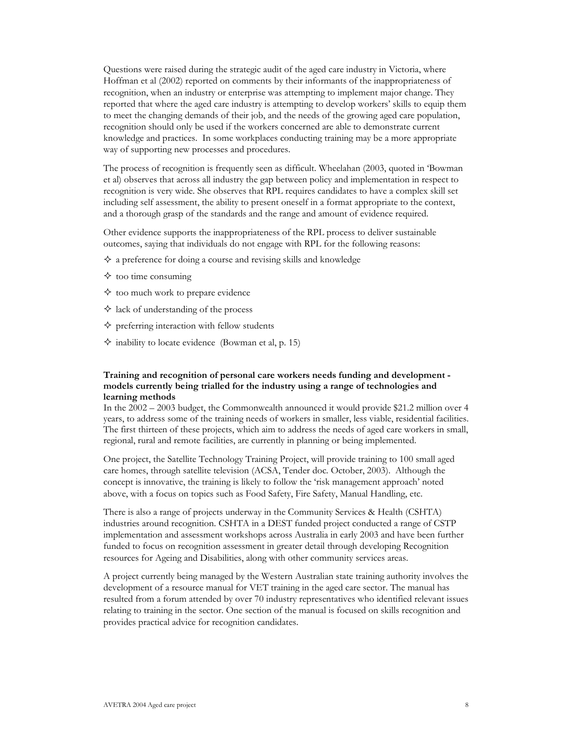Questions were raised during the strategic audit of the aged care industry in Victoria, where Hoffman et al (2002) reported on comments by their informants of the inappropriateness of recognition, when an industry or enterprise was attempting to implement major change. They reported that where the aged care industry is attempting to develop workers' skills to equip them to meet the changing demands of their job, and the needs of the growing aged care population, recognition should only be used if the workers concerned are able to demonstrate current knowledge and practices. In some workplaces conducting training may be a more appropriate way of supporting new processes and procedures.

The process of recognition is frequently seen as difficult. Wheelahan (2003, quoted in 'Bowman et al) observes that across all industry the gap between policy and implementation in respect to recognition is very wide. She observes that RPL requires candidates to have a complex skill set including self assessment, the ability to present oneself in a format appropriate to the context, and a thorough grasp of the standards and the range and amount of evidence required.

Other evidence supports the inappropriateness of the RPL process to deliver sustainable outcomes, saying that individuals do not engage with RPL for the following reasons:

- a preference for doing a course and revising skills and knowledge
- too time consuming
- too much work to prepare evidence
- lack of understanding of the process
- preferring interaction with fellow students
- inability to locate evidence (Bowman et al, p. 15)

**Training and recognition of personal care workers needs funding and development - models currently being trialled for the industry using a range of technologies and learning methods**

In the 2002 – 2003 budget, the Commonwealth announced it would provide $21.2 million over 4 years, to address some of the training needs of workers in smaller, less viable, residential facilities. The first thirteen of these projects, which aim to address the needs of aged care workers in small, regional, rural and remote facilities, are currently in planning or being implemented.

One project, the Satellite Technology Training Project, will provide training to 100 small aged care homes, through satellite television (ACSA, Tender doc. October, 2003). Although the concept is innovative, the training is likely to follow the 'risk management approach' noted above, with a focus on topics such as Food Safety, Fire Safety, Manual Handling, etc.

There is also a range of projects underway in the Community Services & Health (CSHTA) industries around recognition. CSHTA in a DEST funded project conducted a range of CSTP implementation and assessment workshops across Australia in early 2003 and have been further funded to focus on recognition assessment in greater detail through developing Recognition resources for Ageing and Disabilities, along with other community services areas.

A project currently being managed by the Western Australian state training authority involves the development of a resource manual for VET training in the aged care sector. The manual has resulted from a forum attended by over 70 industry representatives who identified relevant issues relating to training in the sector. One section of the manual is focused on skills recognition and provides practical advice for recognition candidates.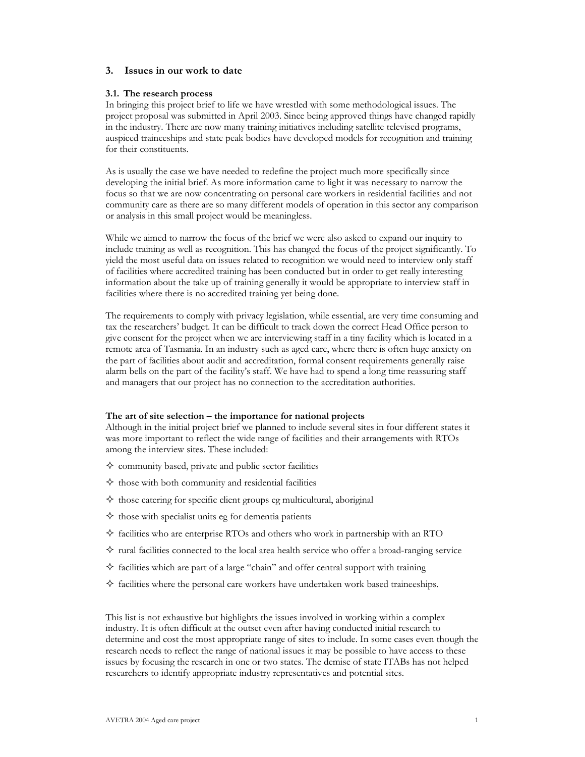## 3. Issues in our work to date

### 3.1. The research process

In bringing this project brief to life we have wrestled with some methodological issues. The project proposal was submitted in April 2003. Since being approved things have changed rapidly in the industry. There are now many training initiatives including satellite televised programs, auspiced traineeships and state peak bodies have developed models for recognition and training for their constituents.

As is usually the case we have needed to redefine the project much more specifically since developing the initial brief. As more information came to light it was necessary to narrow the focus so that we are now concentrating on personal care workers in residential facilities and not community care as there are so many different models of operation in this sector any comparison or analysis in this small project would be meaningless.

While we aimed to narrow the focus of the brief we were also asked to expand our inquiry to include training as well as recognition. This has changed the focus of the project significantly. To yield the most useful data on issues related to recognition we would need to interview only staff of facilities where accredited training has been conducted but in order to get really interesting information about the take up of training generally it would be appropriate to interview staff in facilities where there is no accredited training yet being done.

The requirements to comply with privacy legislation, while essential, are very time consuming and tax the researchers' budget. It can be difficult to track down the correct Head Office person to give consent for the project when we are interviewing staff in a tiny facility which is located in a remote area of Tasmania. In an industry such as aged care, where there is often huge anxiety on the part of facilities about audit and accreditation, formal consent requirements generally raise alarm bells on the part of the facility's staff. We have had to spend a long time reassuring staff and managers that our project has no connection to the accreditation authorities.

**The art of site selection – the importance for national projects**

Although in the initial project brief we planned to include several sites in four different states it was more important to reflect the wide range of facilities and their arrangements with RTOs among the interview sites. These included:

- community based, private and public sector facilities
- those with both community and residential facilities
- those catering for specific client groups eg multicultural, aboriginal
- those with specialist units eg for dementia patients
- facilities who are enterprise RTOs and others who work in partnership with an RTO
- rural facilities connected to the local area health service who offer a broad-ranging service
- facilities which are part of a large "chain" and offer central support with training
- facilities where the personal care workers have undertaken work based traineeships.

This list is not exhaustive but highlights the issues involved in working within a complex industry. It is often difficult at the outset even after having conducted initial research to determine and cost the most appropriate range of sites to include. In some cases even though the research needs to reflect the range of national issues it may be possible to have access to these issues by focusing the research in one or two states. The demise of state ITABs has not helped researchers to identify appropriate industry representatives and potential sites.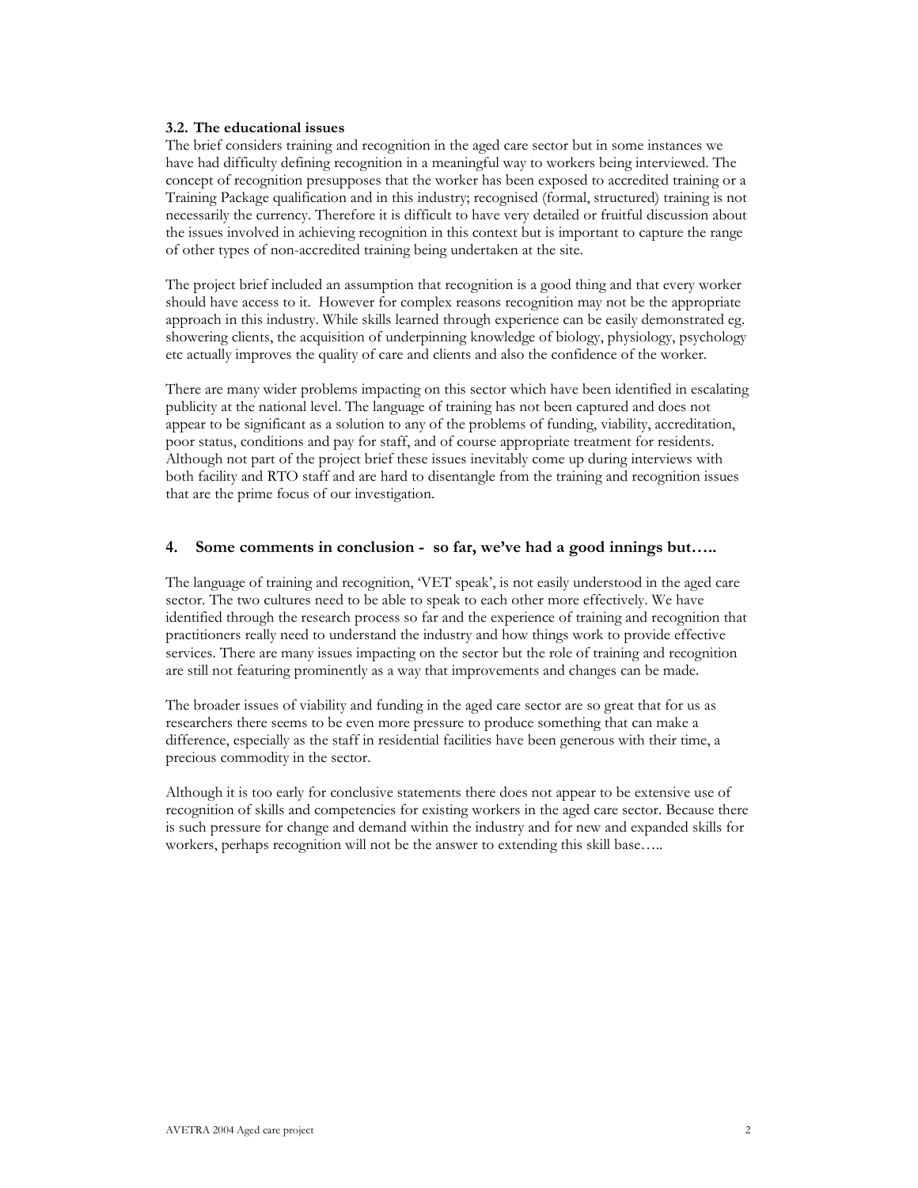### 3.2. The educational issues

The brief considers training and recognition in the aged care sector but in some instances we have had difficulty defining recognition in a meaningful way to workers being interviewed. The concept of recognition presupposes that the worker has been exposed to accredited training or a Training Package qualification and in this industry; recognised (formal, structured) training is not necessarily the currency. Therefore it is difficult to have very detailed or fruitful discussion about the issues involved in achieving recognition in this context but is important to capture the range of other types of non-accredited training being undertaken at the site.

The project brief included an assumption that recognition is a good thing and that every worker should have access to it. However for complex reasons recognition may not be the appropriate approach in this industry. While skills learned through experience can be easily demonstrated eg. showering clients, the acquisition of underpinning knowledge of biology, physiology, psychology etc actually improves the quality of care and clients and also the confidence of the worker.

There are many wider problems impacting on this sector which have been identified in escalating publicity at the national level. The language of training has not been captured and does not appear to be significant as a solution to any of the problems of funding, viability, accreditation, poor status, conditions and pay for staff, and of course appropriate treatment for residents. Although not part of the project brief these issues inevitably come up during interviews with both facility and RTO staff and are hard to disentangle from the training and recognition issues that are the prime focus of our investigation.

## 4. Some comments in conclusion - so far, we've had a good innings but…..

The language of training and recognition, 'VET speak', is not easily understood in the aged care sector. The two cultures need to be able to speak to each other more effectively. We have identified through the research process so far and the experience of training and recognition that practitioners really need to understand the industry and how things work to provide effective services. There are many issues impacting on the sector but the role of training and recognition are still not featuring prominently as a way that improvements and changes can be made.

The broader issues of viability and funding in the aged care sector are so great that for us as researchers there seems to be even more pressure to produce something that can make a difference, especially as the staff in residential facilities have been generous with their time, a precious commodity in the sector.

Although it is too early for conclusive statements there does not appear to be extensive use of recognition of skills and competencies for existing workers in the aged care sector. Because there is such pressure for change and demand within the industry and for new and expanded skills for workers, perhaps recognition will not be the answer to extending this skill base…..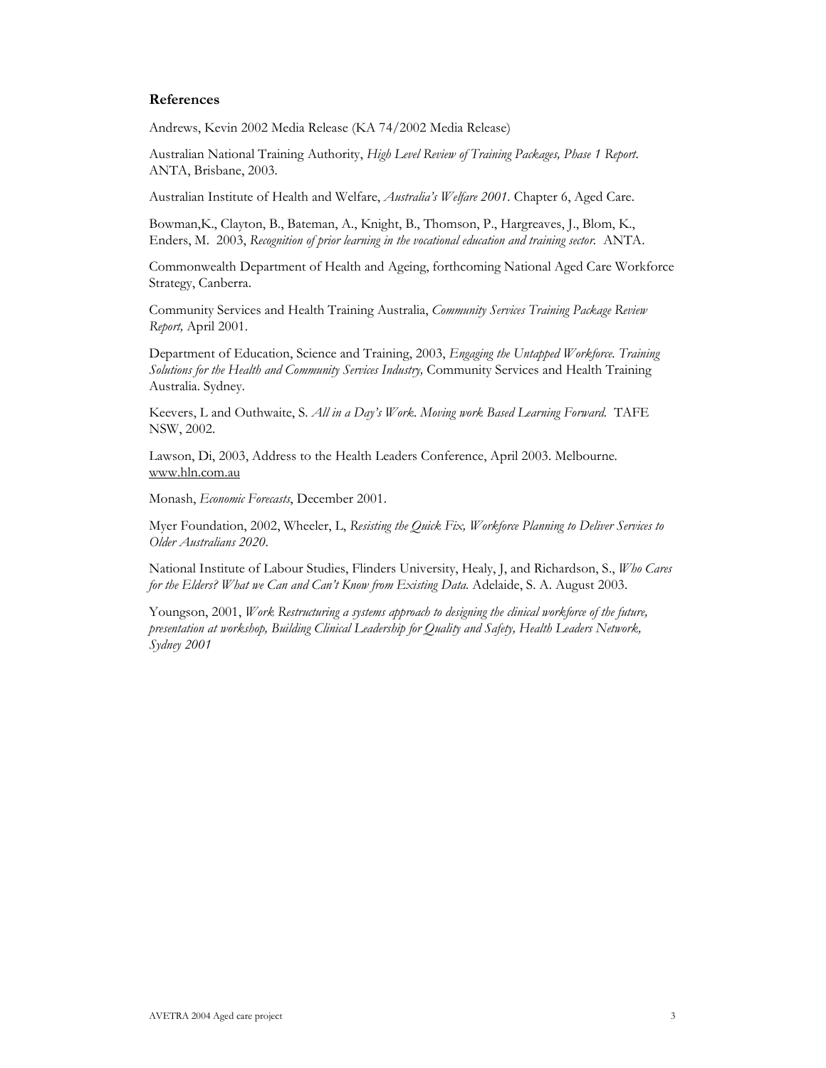## References

Andrews, Kevin 2002 Media Release (KA 74/2002 Media Release)

Australian National Training Authority, *High Level Review of Training Packages, Phase 1 Report.* ANTA, Brisbane, 2003.

Australian Institute of Health and Welfare, *Australia's Welfare 2001.* Chapter 6, Aged Care.

Bowman,K., Clayton, B., Bateman, A., Knight, B., Thomson, P., Hargreaves, J., Blom, K., Enders, M. 2003, *Recognition of prior learning in the vocational education and training sector.* ANTA.

Commonwealth Department of Health and Ageing, forthcoming National Aged Care Workforce Strategy, Canberra.

Community Services and Health Training Australia, *Community Services Training Package Review Report,* April 2001.

Department of Education, Science and Training, 2003, *Engaging the Untapped Workforce. Training Solutions for the Health and Community Services Industry,* Community Services and Health Training Australia. Sydney.

Keevers, L and Outhwaite, S. *All in a Day's Work. Moving work Based Learning Forward.* TAFE NSW, 2002.

Lawson, Di, 2003, Address to the Health Leaders Conference, April 2003. Melbourne. www.hln.com.au

Monash, *Economic Forecasts*, December 2001.

Myer Foundation, 2002, Wheeler, L, *Resisting the Quick Fix, Workforce Planning to Deliver Services to Older Australians 2020*.

National Institute of Labour Studies, Flinders University, Healy, J, and Richardson, S., *Who Cares for the Elders? What we Can and Can't Know from Existing Data.* Adelaide, S. A. August 2003.

Youngson, 2001, *Work Restructuring a systems approach to designing the clinical workforce of the future, presentation at workshop, Building Clinical Leadership for Quality and Safety, Health Leaders Network, Sydney 2001*